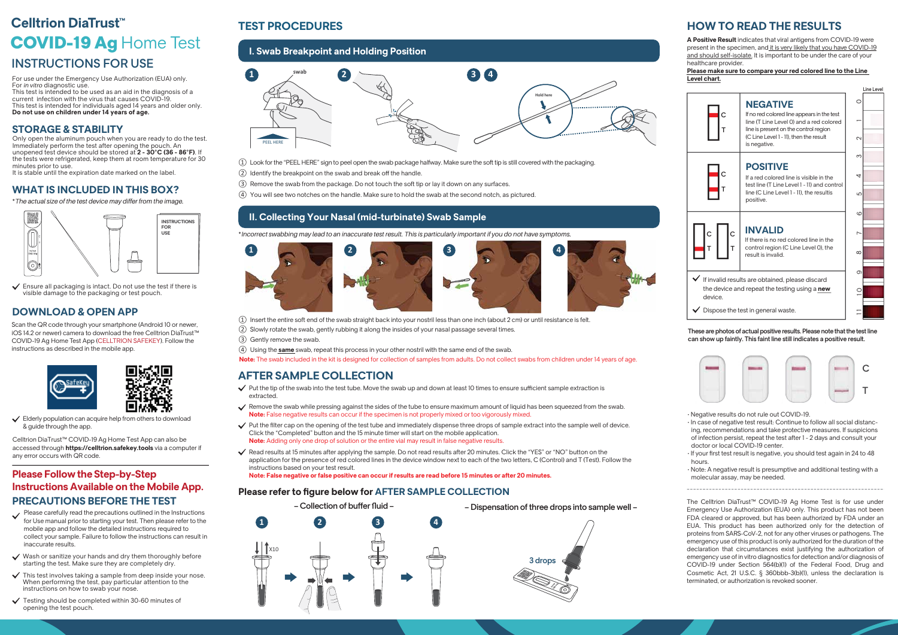# Celltrion DiaTrust™

# COVID-19 Ag Home Test

## INSTRUCTIONS FOR USE

For use under the Emergency Use Authorization (EUA) only.
For *in vitro* diagnostic use.
This test is intended to be used as an aid in the diagnosis of a current infection with the virus that causes COVID-19.
This test is intended for individuals aged 14 years and older only.
**Do not use on children under 14 years of age.**

## STORAGE & STABILITY

Only open the aluminum pouch when you are ready to do the test. Immediately perform the test after opening the pouch. An unopened test device should be stored at **2 - 30°C (36 - 86°F)**. If the tests were refrigerated, keep them at room temperature for 30 minutes prior to use.
It is stable until the expiration date marked on the label.

## WHAT IS INCLUDED IN THIS BOX?

*\*The actual size of the test device may differ from the image.*

INSTRUCTIONS FOR USE

✓ Ensure all packaging is intact. Do not use the test if there is visible damage to the packaging or test pouch.

## DOWNLOAD & OPEN APP

Scan the QR code through your smartphone (Android 10 or newer, iOS 14.2 or newer) camera to download the free Celltrion DiaTrust™ COVID-19 Ag Home Test App (CELLTRION SAFEKEY). Follow the instructions as described in the mobile app.

✓ Elderly population can acquire help from others to download & guide through the app.

Celltrion DiaTrust™ COVID-19 Ag Home Test App can also be accessed through **https://celltrion.safekey.tools** via a computer if any error occurs with QR code.

## Please Follow the Step-by-Step Instructions Available on the Mobile App.

## PRECAUTIONS BEFORE THE TEST

- ✓ Please carefully read the precautions outlined in the Instructions for Use manual prior to starting your test. Then please refer to the mobile app and follow the detailed instructions required to collect your sample. Failure to follow the instructions can result in inaccurate results.
- ✓ Wash or sanitize your hands and dry them thoroughly before starting the test. Make sure they are completely dry.
- ✓ This test involves taking a sample from deep inside your nose. When performing the test, pay particular attention to the instructions on how to swab your nose.
- ✓ Testing should be completed within 30-60 minutes of opening the test pouch.

# TEST PROCEDURES

## I. Swab Breakpoint and Holding Position

swab | PEEL HERE | Hold here

1. Look for the "PEEL HERE" sign to peel open the swab package halfway. Make sure the soft tip is still covered with the packaging.
2. Identify the breakpoint on the swab and break off the handle.
3. Remove the swab from the package. Do not touch the soft tip or lay it down on any surfaces.
4. You will see two notches on the handle. Make sure to hold the swab at the second notch, as pictured.

## II. Collecting Your Nasal (mid-turbinate) Swab Sample

*\*Incorrect swabbing may lead to an inaccurate test result. This is particularly important if you do not have symptoms.*

1. Insert the entire soft end of the swab straight back into your nostril less than one inch (about 2 cm) or until resistance is felt.
2. Slowly rotate the swab, gently rubbing it along the insides of your nasal passage several times.
3. Gently remove the swab.
4. Using the **same** swab, repeat this process in your other nostril with the same end of the swab.

**Note:** The swab included in the kit is designed for collection of samples from adults. Do not collect swabs from children under 14 years of age.

## AFTER SAMPLE COLLECTION

- ✓ Put the tip of the swab into the test tube. Move the swab up and down at least 10 times to ensure sufficient sample extraction is extracted.
- ✓ Remove the swab while pressing against the sides of the tube to ensure maximum amount of liquid has been squeezed from the swab.
  **Note:** False negative results can occur if the specimen is not properly mixed or too vigorously mixed.
- ✓ Put the filter cap on the opening of the test tube and immediately dispense three drops of sample extract into the sample well of device. Click the "Completed" button and the 15 minute timer will start on the mobile application.
  **Note:** Adding only one drop of solution or the entire vial may result in false negative results.
- ✓ Read results at 15 minutes after applying the sample. Do not read results after 20 minutes. Click the "YES" or "NO" button on the application for the presence of red colored lines in the device window next to each of the two letters, C (Control) and T (Test). Follow the instructions based on your test result.
  **Note: False negative or false positive can occur if results are read before 15 minutes or after 20 minutes.**

### Please refer to figure below for AFTER SAMPLE COLLECTION

– Collection of buffer fluid – (X10)

– Dispensation of three drops into sample well – (3 drops)

# HOW TO READ THE RESULTS

**A Positive Result** indicates that viral antigens from COVID-19 were present in the specimen, and it is very likely that you have COVID-19 and should self-isolate. It is important to be under the care of your healthcare provider.
**Please make sure to compare your red colored line to the Line Level chart.**

### NEGATIVE

If no red colored line appears in the test line (T Line Level 0) and a red colored line is present on the control region (C Line Level 1 - 11), then the result is negative.

### POSITIVE

If a red colored line is visible in the test line (T Line Level 1 - 11) and control line (C Line Level 1 - 11), the result is positive.

### INVALID

If there is no red colored line in the control region (C Line Level 0), the result is invalid.

✓ If invalid results are obtained, please discard the device and repeat the testing using a **new** device.

✓ Dispose the test in general waste.

Line Level: 0 1 2 3 4 5 6 7 8 9 10 11

**These are photos of actual positive results. Please note that the test line can show up faintly. This faint line still indicates a positive result.**

C
T

- Negative results do not rule out COVID-19.
- In case of negative test result: Continue to follow all social distancing, recommendations and take protective measures. If suspicions of infection persist, repeat the test after 1 - 2 days and consult your doctor or local COVID-19 center.
- If your first test result is negative, you should test again in 24 to 48 hours.
- Note: A negative result is presumptive and additional testing with a molecular assay, may be needed.

The Celltrion DiaTrust™ COVID-19 Ag Home Test is for use under Emergency Use Authorization (EUA) only. This product has not been FDA cleared or approved, but has been authorized by FDA under an EUA. This product has been authorized only for the detection of proteins from SARS-CoV-2, not for any other viruses or pathogens. The emergency use of this product is only authorized for the duration of the declaration that circumstances exist justifying the authorization of emergency use of in vitro diagnostics for detection and/or diagnosis of COVID-19 under Section 564(b)(1) of the Federal Food, Drug and Cosmetic Act, 21 U.S.C. § 360bbb-3(b)(1), unless the declaration is terminated, or authorization is revoked sooner.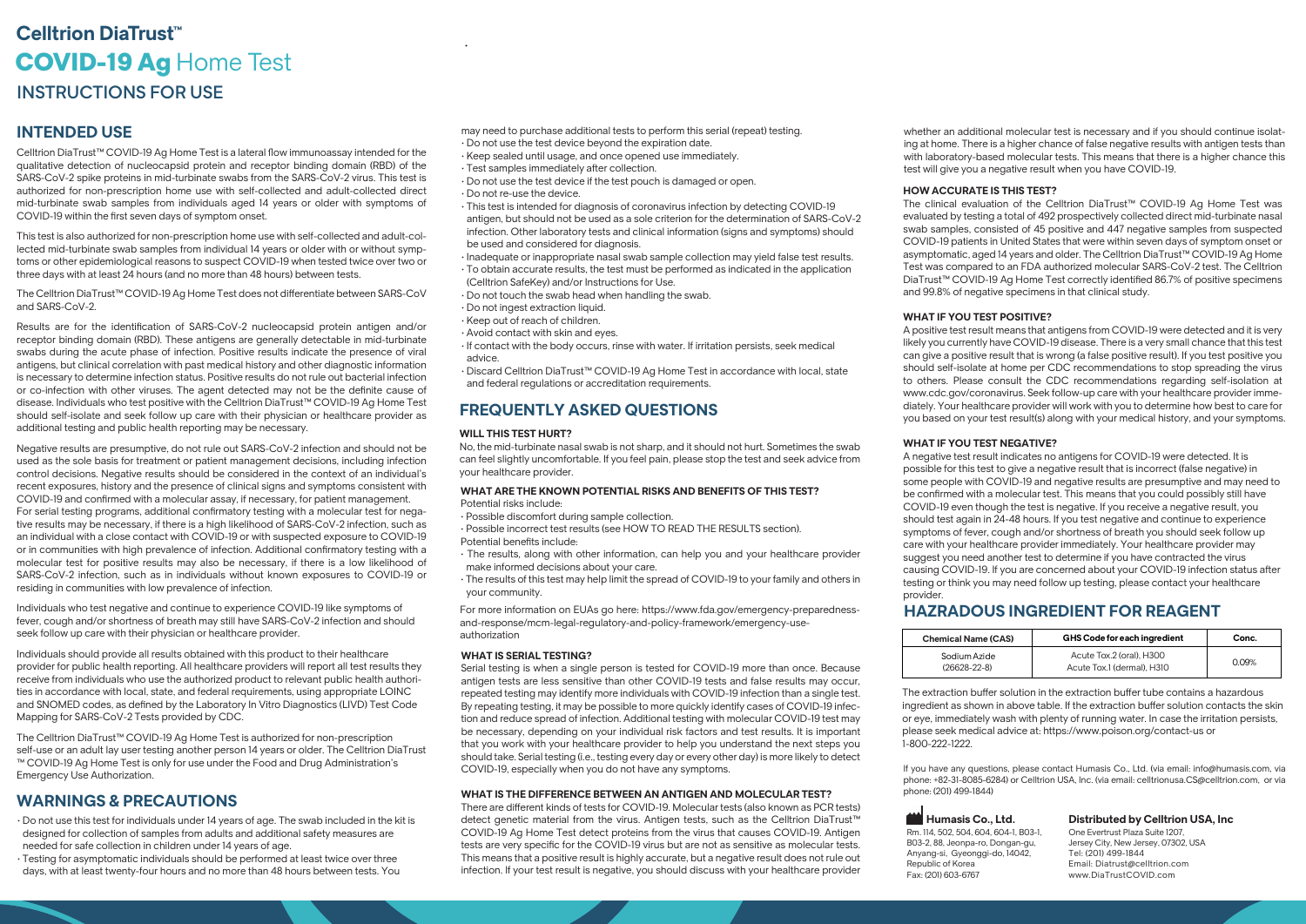# Celltrion DiaTrust™

# COVID-19 Ag Home Test

## INSTRUCTIONS FOR USE

## INTENDED USE

Celltrion DiaTrust™ COVID-19 Ag Home Test is a lateral flow immunoassay intended for the qualitative detection of nucleocapsid protein and receptor binding domain (RBD) of the SARS-CoV-2 spike proteins in mid-turbinate swabs from the SARS-CoV-2 virus. This test is authorized for non-prescription home use with self-collected and adult-collected direct mid-turbinate swab samples from individuals aged 14 years or older with symptoms of COVID-19 within the first seven days of symptom onset.

This test is also authorized for non-prescription home use with self-collected and adult-collected mid-turbinate swab samples from individual 14 years or older with or without symptoms or other epidemiological reasons to suspect COVID-19 when tested twice over two or three days with at least 24 hours (and no more than 48 hours) between tests.

The Celltrion DiaTrust™ COVID-19 Ag Home Test does not differentiate between SARS-CoV and SARS-CoV-2.

Results are for the identification of SARS-CoV-2 nucleocapsid protein antigen and/or receptor binding domain (RBD). These antigens are generally detectable in mid-turbinate swabs during the acute phase of infection. Positive results indicate the presence of viral antigens, but clinical correlation with past medical history and other diagnostic information is necessary to determine infection status. Positive results do not rule out bacterial infection or co-infection with other viruses. The agent detected may not be the definite cause of disease. Individuals who test positive with the Celltrion DiaTrust™ COVID-19 Ag Home Test should self-isolate and seek follow up care with their physician or healthcare provider as additional testing and public health reporting may be necessary.

Negative results are presumptive, do not rule out SARS-CoV-2 infection and should not be used as the sole basis for treatment or patient management decisions, including infection control decisions. Negative results should be considered in the context of an individual's recent exposures, history and the presence of clinical signs and symptoms consistent with COVID-19 and confirmed with a molecular assay, if necessary, for patient management.
For serial testing programs, additional confirmatory testing with a molecular test for negative results may be necessary, if there is a high likelihood of SARS-CoV-2 infection, such as an individual with a close contact with COVID-19 or with suspected exposure to COVID-19 or in communities with high prevalence of infection. Additional confirmatory testing with a molecular test for positive results may also be necessary, if there is a low likelihood of SARS-CoV-2 infection, such as in individuals without known exposures to COVID-19 or residing in communities with low prevalence of infection.

Individuals who test negative and continue to experience COVID-19 like symptoms of fever, cough and/or shortness of breath may still have SARS-CoV-2 infection and should seek follow up care with their physician or healthcare provider.

Individuals should provide all results obtained with this product to their healthcare provider for public health reporting. All healthcare providers will report all test results they receive from individuals who use the authorized product to relevant public health authorities in accordance with local, state, and federal requirements, using appropriate LOINC and SNOMED codes, as defined by the Laboratory In Vitro Diagnostics (LIVD) Test Code Mapping for SARS-CoV-2 Tests provided by CDC.

The Celltrion DiaTrust™ COVID-19 Ag Home Test is authorized for non-prescription self-use or an adult lay user testing another person 14 years or older. The Celltrion DiaTrust ™ COVID-19 Ag Home Test is only for use under the Food and Drug Administration's Emergency Use Authorization.

## WARNINGS & PRECAUTIONS

- Do not use this test for individuals under 14 years of age. The swab included in the kit is designed for collection of samples from adults and additional safety measures are needed for safe collection in children under 14 years of age.
- Testing for asymptomatic individuals should be performed at least twice over three days, with at least twenty-four hours and no more than 48 hours between tests. You may need to purchase additional tests to perform this serial (repeat) testing.
- Do not use the test device beyond the expiration date.
- Keep sealed until usage, and once opened use immediately.
- Test samples immediately after collection.
- Do not use the test device if the test pouch is damaged or open.
- Do not re-use the device.
- This test is intended for diagnosis of coronavirus infection by detecting COVID-19 antigen, but should not be used as a sole criterion for the determination of SARS-CoV-2 infection. Other laboratory tests and clinical information (signs and symptoms) should be used and considered for diagnosis.
- Inadequate or inappropriate nasal swab sample collection may yield false test results.
- To obtain accurate results, the test must be performed as indicated in the application (Celltrion SafeKey) and/or Instructions for Use.
- Do not touch the swab head when handling the swab.
- Do not ingest extraction liquid.
- Keep out of reach of children.
- Avoid contact with skin and eyes.
- If contact with the body occurs, rinse with water. If irritation persists, seek medical advice.
- Discard Celltrion DiaTrust™ COVID-19 Ag Home Test in accordance with local, state and federal regulations or accreditation requirements.

## FREQUENTLY ASKED QUESTIONS

### WILL THIS TEST HURT?

No, the mid-turbinate nasal swab is not sharp, and it should not hurt. Sometimes the swab can feel slightly uncomfortable. If you feel pain, please stop the test and seek advice from your healthcare provider.

### WHAT ARE THE KNOWN POTENTIAL RISKS AND BENEFITS OF THIS TEST?

Potential risks include:

- Possible discomfort during sample collection.
- Possible incorrect test results (see HOW TO READ THE RESULTS section).

Potential benefits include:

- The results, along with other information, can help you and your healthcare provider make informed decisions about your care.
- The results of this test may help limit the spread of COVID-19 to your family and others in your community.

For more information on EUAs go here: https://www.fda.gov/emergency-preparedness-and-response/mcm-legal-regulatory-and-policy-framework/emergency-use-authorization

### WHAT IS SERIAL TESTING?

Serial testing is when a single person is tested for COVID-19 more than once. Because antigen tests are less sensitive than other COVID-19 tests and false results may occur, repeated testing may identify more individuals with COVID-19 infection than a single test. By repeating testing, it may be possible to more quickly identify cases of COVID-19 infection and reduce spread of infection. Additional testing with molecular COVID-19 test may be necessary, depending on your individual risk factors and test results. It is important that you work with your healthcare provider to help you understand the next steps you should take. Serial testing (i.e., testing every day or every other day) is more likely to detect COVID-19, especially when you do not have any symptoms.

### WHAT IS THE DIFFERENCE BETWEEN AN ANTIGEN AND MOLECULAR TEST?

There are different kinds of tests for COVID-19. Molecular tests (also known as PCR tests) detect genetic material from the virus. Antigen tests, such as the Celltrion DiaTrust™ COVID-19 Ag Home Test detect proteins from the virus that causes COVID-19. Antigen tests are very specific for the COVID-19 virus but are not as sensitive as molecular tests. This means that a positive result is highly accurate, but a negative result does not rule out infection. If your test result is negative, you should discuss with your healthcare provider whether an additional molecular test is necessary and if you should continue isolating at home. There is a higher chance of false negative results with antigen tests than with laboratory-based molecular tests. This means that there is a higher chance this test will give you a negative result when you have COVID-19.

### HOW ACCURATE IS THIS TEST?

The clinical evaluation of the Celltrion DiaTrust™ COVID-19 Ag Home Test was evaluated by testing a total of 492 prospectively collected direct mid-turbinate nasal swab samples, consisted of 45 positive and 447 negative samples from suspected COVID-19 patients in United States that were within seven days of symptom onset or asymptomatic, aged 14 years and older. The Celltrion DiaTrust™ COVID-19 Ag Home Test was compared to an FDA authorized molecular SARS-CoV-2 test. The Celltrion DiaTrust™ COVID-19 Ag Home Test correctly identified 86.7% of positive specimens and 99.8% of negative specimens in that clinical study.

### WHAT IF YOU TEST POSITIVE?

A positive test result means that antigens from COVID-19 were detected and it is very likely you currently have COVID-19 disease. There is a very small chance that this test can give a positive result that is wrong (a false positive result). If you test positive you should self-isolate at home per CDC recommendations to stop spreading the virus to others. Please consult the CDC recommendations regarding self-isolation at www.cdc.gov/coronavirus. Seek follow-up care with your healthcare provider immediately. Your healthcare provider will work with you to determine how best to care for you based on your test result(s) along with your medical history, and your symptoms.

### WHAT IF YOU TEST NEGATIVE?

A negative test result indicates no antigens for COVID-19 were detected. It is possible for this test to give a negative result that is incorrect (false negative) in some people with COVID-19 and negative results are presumptive and may need to be confirmed with a molecular test. This means that you could possibly still have COVID-19 even though the test is negative. If you receive a negative result, you should test again in 24-48 hours. If you test negative and continue to experience symptoms of fever, cough and/or shortness of breath you should seek follow up care with your healthcare provider immediately. Your healthcare provider may suggest you need another test to determine if you have contracted the virus causing COVID-19. If you are concerned about your COVID-19 infection status after testing or think you may need follow up testing, please contact your healthcare provider.

## HAZRADOUS INGREDIENT FOR REAGENT

| Chemical Name (CAS) | GHS Code for each ingredient | Conc. |
|---|---|---|
| Sodium Azide (26628-22-8) | Acute Tox.2 (oral), H300<br>Acute Tox.1 (dermal), H310 | 0.09% |

The extraction buffer solution in the extraction buffer tube contains a hazardous ingredient as shown in above table. If the extraction buffer solution contacts the skin or eye, immediately wash with plenty of running water. In case the irritation persists, please seek medical advice at: https://www.poison.org/contact-us or 1-800-222-1222.

If you have any questions, please contact Humasis Co., Ltd. (via email: info@humasis.com, via phone: +82-31-8085-6284) or Celltrion USA, Inc. (via email: celltrionusa.CS@celltrion.com, or via phone: (201) 499-1844)

**Humasis Co., Ltd.**
Rm. 114, 502, 504, 604, 604-1, B03-1, B03-2, 88, Jeonpa-ro, Dongan-gu, Anyang-si, Gyeonggi-do, 14042, Republic of Korea
Fax: (201) 603-6767

**Distributed by Celltrion USA, Inc**
One Evertrust Plaza Suite 1207, Jersey City, New Jersey, 07302, USA
Tel: (201) 499-1844
Email: Diatrust@celltrion.com
www.DiaTrustCOVID.com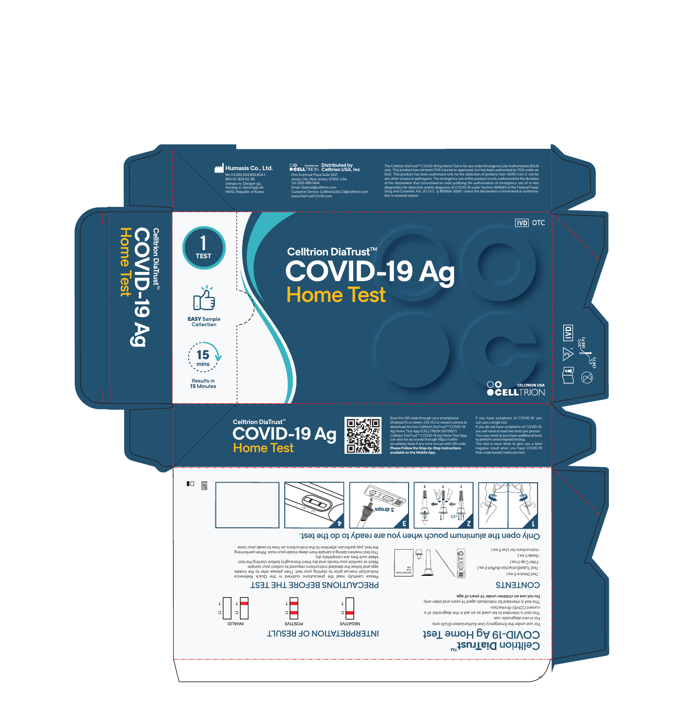**Humasis Co., Ltd.**
Rm.114,502,504,604,604-1,
B03-01, B03-02, 88,
Jeonpa-ro, Dongan-gu,
Anyang-si, Gyeonggi-do,
14042, Republic of Korea

**Distributed by Celltrion USA, Inc**
One Evertrust Plaza Suite 1207,
Jersey City, New Jersey, 07302, USA
Tel: (201) 499-1844
Email: Diatrust@celltrion.com
Customer Service: CelltrionUSA.CS@celltrion.com
www.DiaTrustCOVID.com

The Celltrion DiaTrust™ COVID-19 Ag Home Test is for use under Emergency Use Authorization (EUA) only. This product has not been FDA cleared or approved, but has been authorized by FDA under an EUA. This product has been authorized only for the detection of proteins from SARS-CoV-2, not for any other viruses or pathogens. The emergency use of this product is only authorized for the duration of the declaration that circumstances exist justifying the authorization of emergency use of *in vitro* diagnostics for detection and/or diagnosis of COVID-19 under Section 564(b)(1) of the Federal Food, Drug and Cosmetic Act, 21 U.S.C. § 360bbb-3(b)(1), unless the declaration is terminated or authorization is revoked sooner.

IVD OTC

# Celltrion DiaTrust™ COVID-19 Ag Home Test

1 TEST

**EASY** Sample Collection

15 mins — Results in **15** Minutes

CELLTRION USA
CELLTRION

Celltrion DiaTrust™ COVID-19 Ag Home Test

IVD
2°C (36°F) – 30°C (86°F)

## Celltrion DiaTrust™ COVID-19 Ag Home Test

Scan the QR code through your smartphone (Android 10 or newer, iOS 14.2 or newer) camera to download the free Celltrion DiaTrust™ COVID-19 Ag Home Test App (CELLTRION SAFEKEY). Celltrion DiaTrust™ COVID-19 Ag Home Test App can also be accessed through https://celltrion.safekey tools if any error occurs with QR code. **Please Follow the Step-by-Step Instructions available on the Mobile App.**

If you have symptoms of COVID-19, you can use a single test.
If you do not have symptoms of COVID-19, you will need at least two tests per person. You may need to purchase additional tests to perform serial (repeat) testing.
This test is more likely to give you a false negative result when you have COVID-19 than a lab-based molecular test.

LOT

1 2 3 4

3 drops

×10

Only open the aluminum pouch when you are ready to do the test.

## Celltrion DiaTrust™ COVID-19 Ag Home Test

For use under the Emergency Use Authorization (EUA) only.
For *in vitro* diagnostic use
This test is intended to be used as an aid in the diagnostic of a current COVID-19 infection.
This test is intended for individuals aged 14 years and older only.
**Do not use on children under 14 years of age.**

## CONTENTS

- Test Device (1 ea.)
- Test Tube(Extraction Buffer) (1 ea.)
- Filter Cap (1 ea.)
- Swab (1 ea.)
- Instructions for Use (1 ea.)

## PRECAUTIONS BEFORE THE TEST

Please carefully read the precautions outlined in the Quick Reference instruction manual prior to starting your test. Then please refer to the mobile app and follow the detailed instructions required to collect your sample.
Wash or sanitize your hands and dry them thoroughly before starting the test.
Make sure they are completely dry.
This test involves taking a sample from deep inside your nose. When performing the test, pay particular attention to the instructions on how to swab your nose.

## INTERPRETATION OF RESULT

NEGATIVE — POSITIVE — INVALID

C T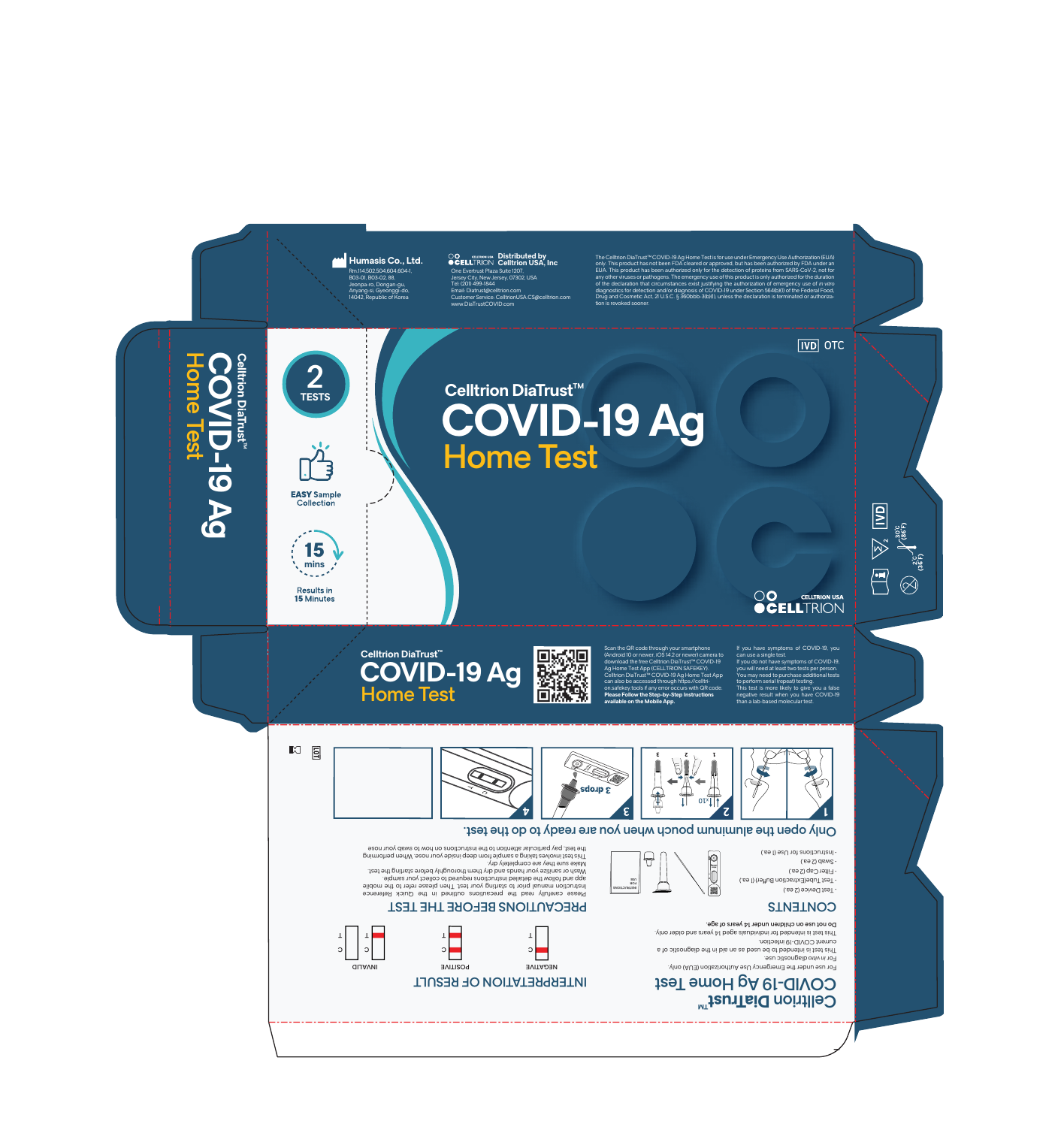Humasis Co., Ltd.
Rm.114,502,504,604,604-1, B03-01, B03-02, 88, Jeonpa-ro, Dongan-gu, Anyang-si, Gyeonggi-do, 14042, Republic of Korea

CELLTRION USA
Distributed by Celltrion USA, Inc
One Evertrust Plaza Suite 1207, Jersey City, New Jersey, 07302, USA
Tel: (201) 499-1844
Email: Diatrust@celltrion.com
Customer Service: CelltrionUSA.CS@celltrion.com
www.DiaTrustCOVID.com

The Celltrion DiaTrust™ COVID-19 Ag Home Test is for use under Emergency Use Authorization (EUA) only. This product has not been FDA cleared or approved, but has been authorized by FDA under an EUA. This product has been authorized only for the detection of proteins from SARS-CoV-2, not for any other viruses or pathogens. The emergency use of this product is only authorized for the duration of the declaration that circumstances exist justifying the authorization of emergency use of *in vitro* diagnostics for detection and/or diagnosis of COVID-19 under Section 564(b)(1) of the Federal Food, Drug and Cosmetic Act, 21 U.S.C. § 360bbb-3(b)(1), unless the declaration is terminated or authorization is revoked sooner.

Celltrion DiaTrust™
# COVID-19 Ag
## Home Test

2 TESTS

**EASY** Sample Collection

15 mins

Results in 15 Minutes

IVD OTC

CELLTRION USA
CELLTRION

Celltrion DiaTrust™
COVID-19 Ag
Home Test

IVD
2
2°C (36°F) – 30°C (86°F)

Celltrion DiaTrust™
COVID-19 Ag
Home Test

Scan the QR code through your smartphone (Android 10 or newer, iOS 14.2 or newer) camera to download the free Celltrion DiaTrust™ COVID-19 Ag Home Test App (CELLTRION SAFEKEY). Celltrion DiaTrust™ COVID-19 Ag Home Test App can also be accessed through https://celltrion.safekey.tools if any error occurs with QR code. **Please Follow the Step-by-Step Instructions available on the Mobile App.**

If you have symptoms of COVID-19, you can use a single test.
If you do not have symptoms of COVID-19, you will need at least two tests per person. You may need to purchase additional tests to perform serial (repeat) testing.
This test is more likely to give you a false negative result when you have COVID-19 than a lab-based molecular test.

Only open the aluminum pouch when you are ready to do the test.

1 | 2 (x10) | 3 (3 drops) | 4

LOT

Celltrion DiaTrust™
COVID-19 Ag Home Test

For use under the Emergency Use Authorization (EUA) only.
For *in vitro* diagnostic use
This test is intended to be used as an aid in the diagnostic of a current COVID-19 infection.
This test is intended for individuals aged 14 years and older only.
**Do not use on children under 14 years of age.**

CONTENTS
- Test Device (2 ea.)
- Test Tube(Extraction Buffer) (1 ea.)
- Filter Cap (2 ea.)
- Swab (2 ea.)
- Instructions for Use (1 ea.)

INSTRUCTIONS FOR USE

PRECAUTIONS BEFORE THE TEST
Please carefully read the precautions outlined in the Quick Reference Instruction manual prior to starting your test. Then please refer to the mobile app and follow the detailed instructions required to collect your sample.
Wash or sanitize your hands and dry them thoroughly before starting the test.
Make sure they are completely dry.
This test involves taking a sample from deep inside your nose. When performing the test, pay particular attention to the instructions on how to swab your nose

INTERPRETATION OF RESULT

NEGATIVE | POSITIVE | INVALID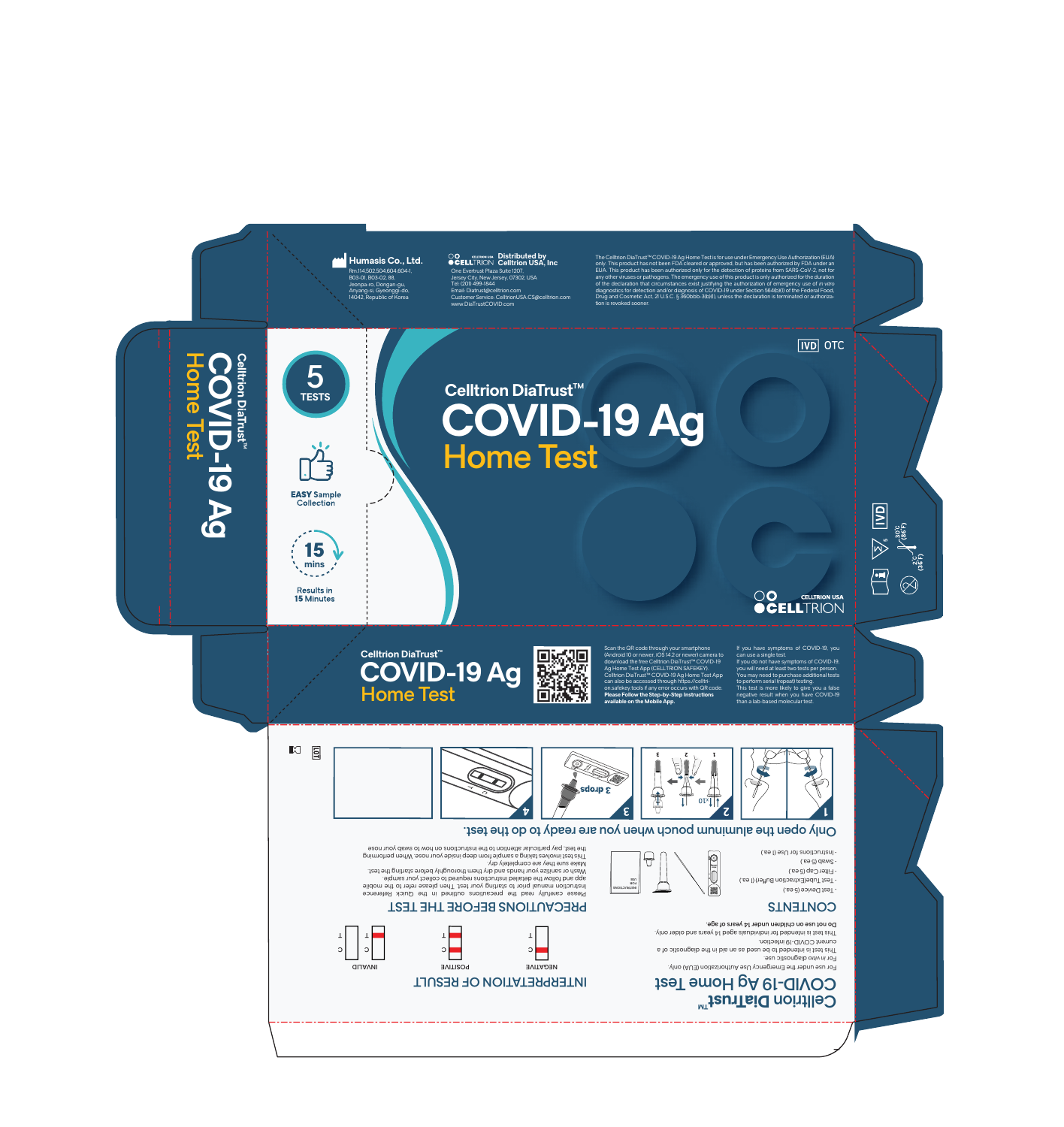**Humasis Co., Ltd.**
Rm.114,502,504,604,604-1, B03-01, B03-02, 88, Jeonpa-ro, Dongan-gu, Anyang-si, Gyeonggi-do, 14042, Republic of Korea

**Distributed by Celltrion USA, Inc**
One Evertrust Plaza Suite 1207, Jersey City, New Jersey, 07302, USA
Tel: (201) 499-1844
Email: Diatrust@celltrion.com
Customer Service: CelltrionUSA.CS@celltrion.com
www.DiaTrustCOVID.com

The Celltrion DiaTrust™ COVID-19 Ag Home Test is for use under Emergency Use Authorization (EUA) only. This product has not been FDA cleared or approved, but has been authorized by FDA under an EUA. This product has been authorized only for the detection of proteins from SARS-CoV-2, not for any other viruses or pathogens. The emergency use of this product is only authorized for the duration of the declaration that circumstances exist justifying the authorization of emergency use of *in vitro* diagnostics for detection and/or diagnosis of COVID-19 under Section 564(b)(1) of the Federal Food, Drug and Cosmetic Act, 21 U.S.C. § 360bbb-3(b)(1), unless the declaration is terminated or authorization is revoked sooner.

IVD OTC

# Celltrion DiaTrust™ COVID-19 Ag Home Test

5 TESTS

**EASY** Sample Collection

15 mins — Results in **15 Minutes**

CELLTRION USA
CELLTRION

Celltrion DiaTrust™ COVID-19 Ag Home Test

Scan the QR code through your smartphone (Android 10 or newer, iOS 14.2 or newer) camera to download the free Celltrion DiaTrust™ COVID-19 Ag Home Test App (CELLTRION SAFEKEY). Celltrion DiaTrust™ COVID-19 Ag Home Test App can also be accessed through https://celltrion.safekey.tools if any error occurs with QR code. **Please Follow the Step-by-Step Instructions available on the Mobile App.**

If you have symptoms of COVID-19, you can use a single test.
If you do not have symptoms of COVID-19, you will need at least two tests per person. You may need to purchase additional tests to perform serial (repeat) testing.
This test is more likely to give you a false negative result when you have COVID-19 than a lab-based molecular test.

1 2 3 (3 drops) 4

Only open the aluminum pouch when you are ready to do the test.

## Celltrion DiaTrust™ COVID-19 Ag Home Test

For use under the Emergency Use Authorization (EUA) only.
For *in vitro* diagnostic use
This test is intended to be used as an aid in the diagnostic of a current COVID-19 infection.
This test is intended for individuals aged 14 years and older only.
**Do not use on children under 14 years of age.**

## CONTENTS

- Test Device (5 ea.)
- Test Tube(Extraction Buffer) (1 ea.)
- Filter Cap (5 ea.)
- Swab (5 ea.)
- Instructions for Use (1 ea.)

## INTERPRETATION OF RESULT

NEGATIVE — POSITIVE — INVALID

## PRECAUTIONS BEFORE THE TEST

Please carefully read the precautions outlined in the Quick Reference instruction manual prior to starting your test. Then please refer to the mobile app and follow the detailed instructions required to collect your sample.
Wash or sanitize your hands and dry them thoroughly before starting the test.
Make sure they are completely dry.
This test involves taking a sample from deep inside your nose. When performing the test, pay particular attention to the instructions on how to swab your nose

LOT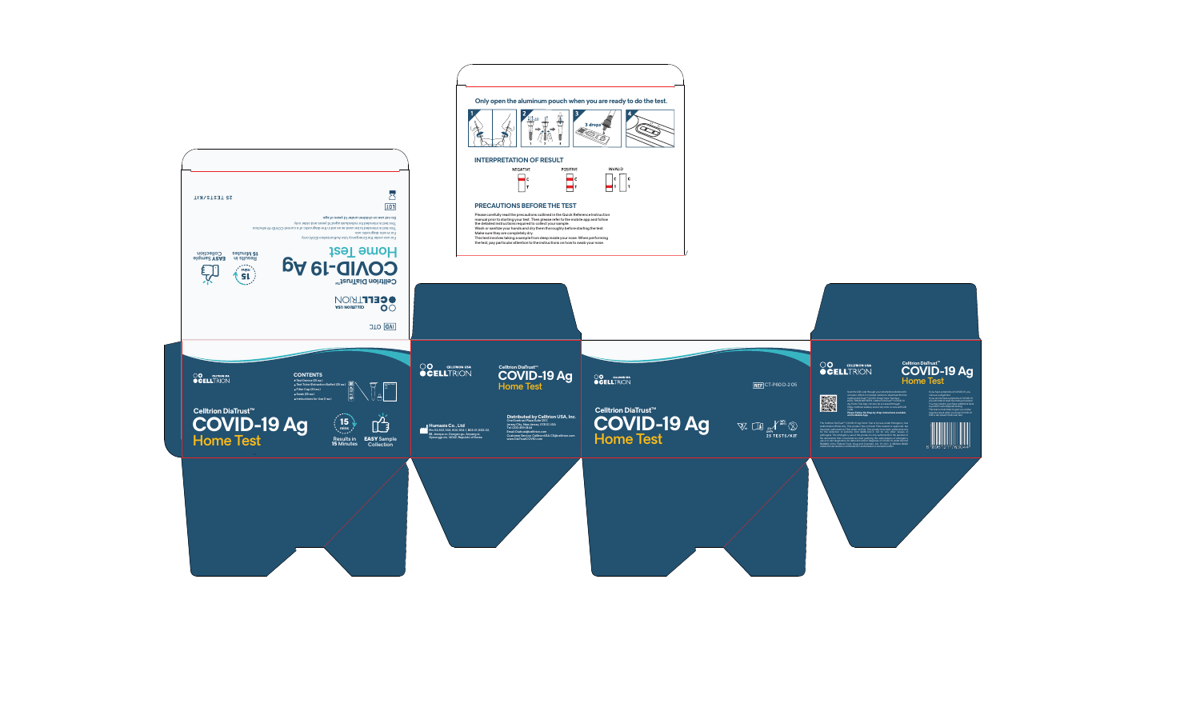Only open the aluminum pouch when you are ready to do the test.

1 2 3 3 drops 4

INTERPRETATION OF RESULT

NEGATIVE C T

POSITIVE C T

INVALID C T

PRECAUTIONS BEFORE THE TEST

Please carefully read the precautions outlined in the Quick Reference Instruction manual prior to starting your test. Then please refer to the mobile app and follow the detailed instructions required to collect your sample.
Wash or sanitize your hands and dry them thoroughly before starting the test.
Make sure they are completely dry.
This test involves taking a sample from deep inside your nose. When performing the test, pay particular attention to the instructions on how to swab your nose.

IVD OTC

CELLTRION USA

CELLTRION

Celltrion DiaTrust™

COVID-19 Ag

Home Test

15 mins Results in 15 Minutes

EASY Sample Collection

For use under the Emergency Use Authorization (EUA) only

For in vitro diagnostic use

This test is intended to be used as an aid in the diagnosis of a current COVID-19 infection

Do not use on children under 14 years of age

LOT

25 TESTS/KIT

CELLTRION USA

CELLTRION

CONTENTS

- Test Device (25 ea.)
- Test Tube (Extraction Buffer) (25 ea.)
- Filter Cap (25 ea.)
- Swab (25 ea.)
- Instructions for Use (1 ea.)

Celltrion DiaTrust™

COVID-19 Ag

Home Test

15 mins Results in 15 Minutes

EASY Sample Collection

CELLTRION USA

CELLTRION

Celltrion DiaTrust™

COVID-19 Ag

Home Test

Humasis Co., Ltd

Distributed by Celltrion USA, Inc.

CELLTRION USA

CELLTRION

Celltrion DiaTrust™

COVID-19 Ag

Home Test

REF CT-P60 D-2 05

25 TESTS/KIT

CELLTRION USA

CELLTRION

Celltrion DiaTrust™

COVID-19 Ag

Home Test

Please follow the Step-by-Step instructions available on the Mobile App